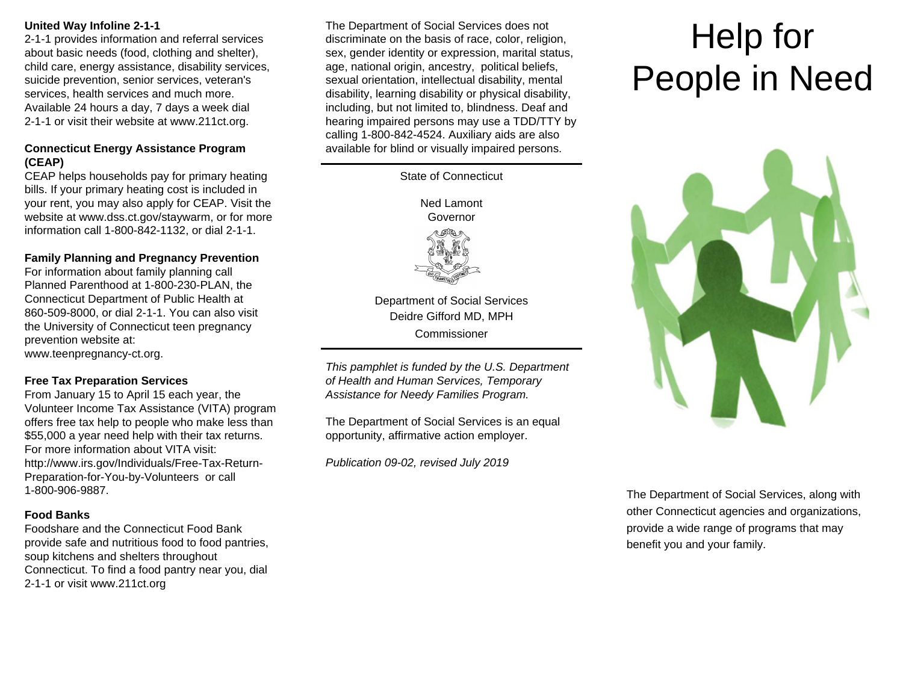**United Way Infoline 2-1-1**

2-1-1 provides information and referral services about basic needs (food, clothing and shelter), child care, energy assistance, disability services, suicide prevention, senior services, veteran's services, health services and much more. Available 24 hours a day, 7 days a week dial 2-1-1 or visit their website at www.211ct.org.

**Connecticut Energy Assistance Program (CEAP)**

CEAP helps households pay for primary heating bills. If your primary heating cost is included in your rent, you may also apply for CEAP. Visit the website at www.dss.ct.gov/staywarm, or for more information call 1-800-842-1132, or dial 2-1-1.

**Family Planning and Pregnancy Prevention**

For information about family planning call Planned Parenthood at 1-800-230-PLAN, the Connecticut Department of Public Health at 860-509-8000, or dial 2-1-1. You can also visit the University of Connecticut teen pregnancy prevention website at: www.teenpregnancy-ct.org.

**Free Tax Preparation Services**

From January 15 to April 15 each year, the Volunteer Income Tax Assistance (VITA) program offers free tax help to people who make less than $55,000 a year need help with their tax returns. For more information about VITA visit: http://www.irs.gov/Individuals/Free-Tax-Return-Preparation-for-You-by-Volunteers or call 1-800-906-9887.

**Food Banks**

Foodshare and the Connecticut Food Bank provide safe and nutritious food to food pantries, soup kitchens and shelters throughout Connecticut. To find a food pantry near you, dial 2-1-1 or visit www.211ct.org

The Department of Social Services does not discriminate on the basis of race, color, religion, sex, gender identity or expression, marital status, age, national origin, ancestry, political beliefs, sexual orientation, intellectual disability, mental disability, learning disability or physical disability, including, but not limited to, blindness. Deaf and hearing impaired persons may use a TDD/TTY by calling 1-800-842-4524. Auxiliary aids are also available for blind or visually impaired persons.

---

State of Connecticut

Ned Lamont
Governor

Department of Social Services
Deidre Gifford MD, MPH
Commissioner

---

*This pamphlet is funded by the U.S. Department of Health and Human Services, Temporary Assistance for Needy Families Program.*

The Department of Social Services is an equal opportunity, affirmative action employer.

*Publication 09-02, revised July 2019*

# Help for People in Need

The Department of Social Services, along with other Connecticut agencies and organizations, provide a wide range of programs that may benefit you and your family.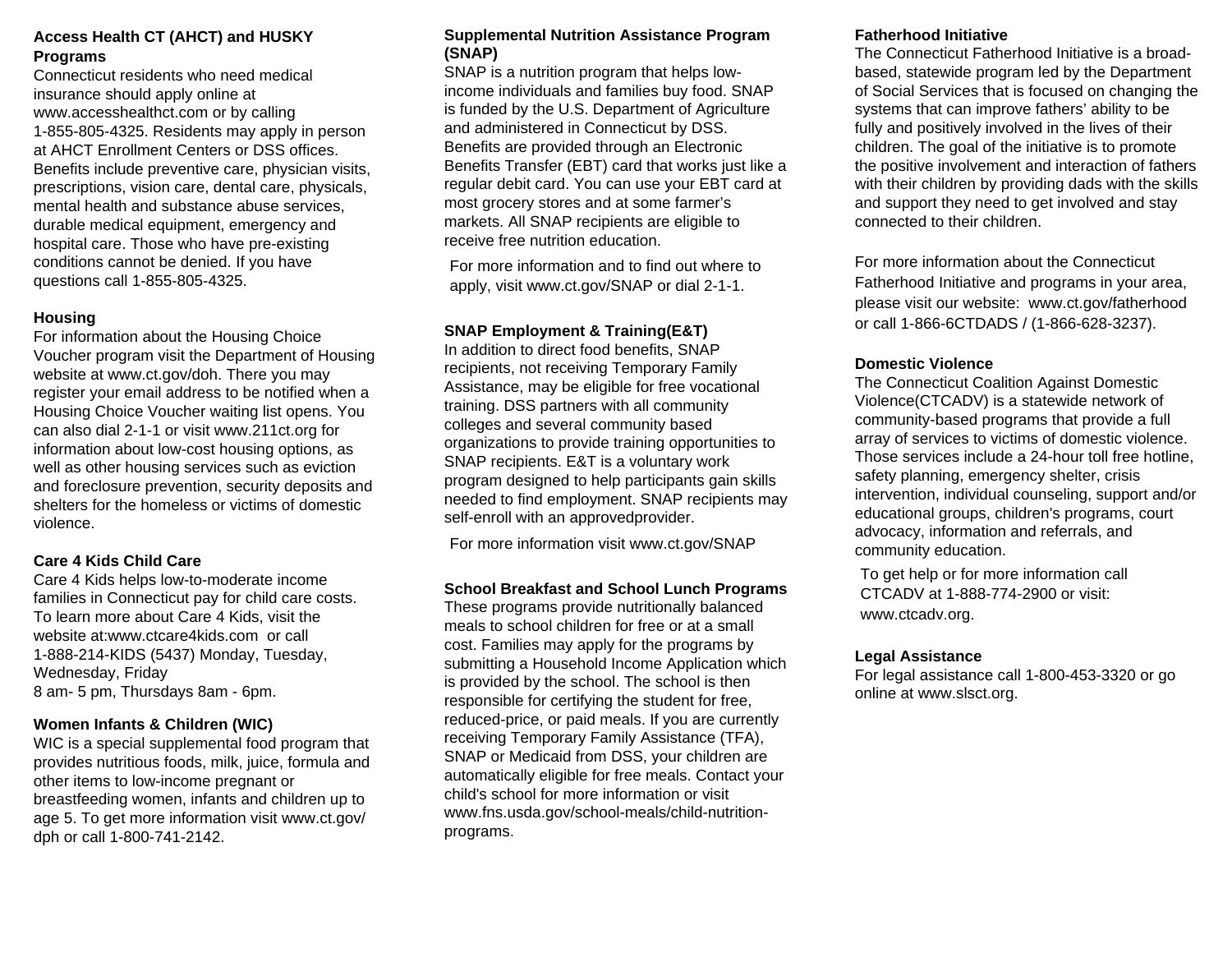### Access Health CT (AHCT) and HUSKY Programs

Connecticut residents who need medical insurance should apply online at www.accesshealthct.com or by calling 1-855-805-4325. Residents may apply in person at AHCT Enrollment Centers or DSS offices. Benefits include preventive care, physician visits, prescriptions, vision care, dental care, physicals, mental health and substance abuse services, durable medical equipment, emergency and hospital care. Those who have pre-existing conditions cannot be denied. If you have questions call 1-855-805-4325.

### Housing

For information about the Housing Choice Voucher program visit the Department of Housing website at www.ct.gov/doh. There you may register your email address to be notified when a Housing Choice Voucher waiting list opens. You can also dial 2-1-1 or visit www.211ct.org for information about low-cost housing options, as well as other housing services such as eviction and foreclosure prevention, security deposits and shelters for the homeless or victims of domestic violence.

### Care 4 Kids Child Care

Care 4 Kids helps low-to-moderate income families in Connecticut pay for child care costs. To learn more about Care 4 Kids, visit the website at:www.ctcare4kids.com or call 1-888-214-KIDS (5437) Monday, Tuesday, Wednesday, Friday
8 am- 5 pm, Thursdays 8am - 6pm.

### Women Infants & Children (WIC)

WIC is a special supplemental food program that provides nutritious foods, milk, juice, formula and other items to low-income pregnant or breastfeeding women, infants and children up to age 5. To get more information visit www.ct.gov/dph or call 1-800-741-2142.

### Supplemental Nutrition Assistance Program (SNAP)

SNAP is a nutrition program that helps low-income individuals and families buy food. SNAP is funded by the U.S. Department of Agriculture and administered in Connecticut by DSS. Benefits are provided through an Electronic Benefits Transfer (EBT) card that works just like a regular debit card. You can use your EBT card at most grocery stores and at some farmer's markets. All SNAP recipients are eligible to receive free nutrition education.

For more information and to find out where to apply, visit www.ct.gov/SNAP or dial 2-1-1.

### SNAP Employment & Training(E&T)

In addition to direct food benefits, SNAP recipients, not receiving Temporary Family Assistance, may be eligible for free vocational training. DSS partners with all community colleges and several community based organizations to provide training opportunities to SNAP recipients. E&T is a voluntary work program designed to help participants gain skills needed to find employment. SNAP recipients may self-enroll with an approvedprovider.

For more information visit www.ct.gov/SNAP

### School Breakfast and School Lunch Programs

These programs provide nutritionally balanced meals to school children for free or at a small cost. Families may apply for the programs by submitting a Household Income Application which is provided by the school. The school is then responsible for certifying the student for free, reduced-price, or paid meals. If you are currently receiving Temporary Family Assistance (TFA), SNAP or Medicaid from DSS, your children are automatically eligible for free meals. Contact your child's school for more information or visit www.fns.usda.gov/school-meals/child-nutrition-programs.

### Fatherhood Initiative

The Connecticut Fatherhood Initiative is a broad-based, statewide program led by the Department of Social Services that is focused on changing the systems that can improve fathers' ability to be fully and positively involved in the lives of their children. The goal of the initiative is to promote the positive involvement and interaction of fathers with their children by providing dads with the skills and support they need to get involved and stay connected to their children.

For more information about the Connecticut Fatherhood Initiative and programs in your area, please visit our website: www.ct.gov/fatherhood or call 1-866-6CTDADS / (1-866-628-3237).

### Domestic Violence

The Connecticut Coalition Against Domestic Violence(CTCADV) is a statewide network of community-based programs that provide a full array of services to victims of domestic violence. Those services include a 24-hour toll free hotline, safety planning, emergency shelter, crisis intervention, individual counseling, support and/or educational groups, children's programs, court advocacy, information and referrals, and community education.

To get help or for more information call CTCADV at 1-888-774-2900 or visit: www.ctcadv.org.

### Legal Assistance

For legal assistance call 1-800-453-3320 or go online at www.slsct.org.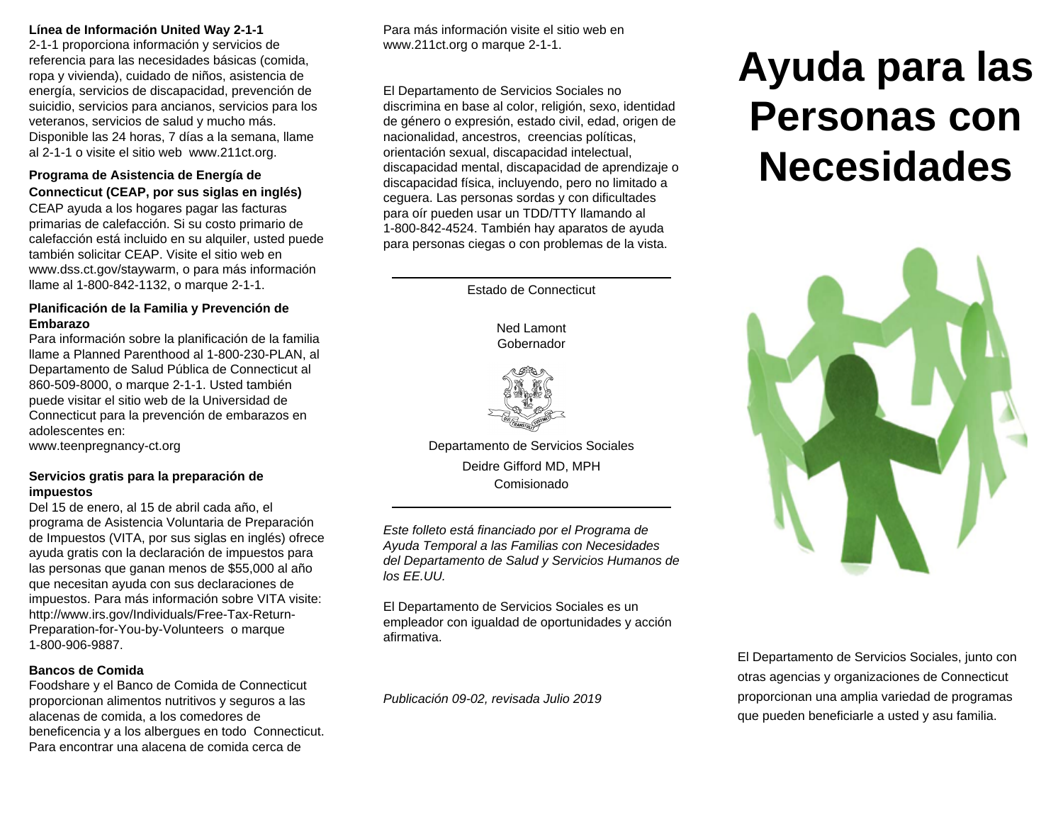**Línea de Información United Way 2-1-1**
2-1-1 proporciona información y servicios de referencia para las necesidades básicas (comida, ropa y vivienda), cuidado de niños, asistencia de energía, servicios de discapacidad, prevención de suicidio, servicios para ancianos, servicios para los veteranos, servicios de salud y mucho más. Disponible las 24 horas, 7 días a la semana, llame al 2-1-1 o visite el sitio web www.211ct.org.

**Programa de Asistencia de Energía de Connecticut (CEAP, por sus siglas en inglés)**
CEAP ayuda a los hogares pagar las facturas primarias de calefacción. Si su costo primario de calefacción está incluido en su alquiler, usted puede también solicitar CEAP. Visite el sitio web en www.dss.ct.gov/staywarm, o para más información llame al 1-800-842-1132, o marque 2-1-1.

**Planificación de la Familia y Prevención de Embarazo**
Para información sobre la planificación de la familia llame a Planned Parenthood al 1-800-230-PLAN, al Departamento de Salud Pública de Connecticut al 860-509-8000, o marque 2-1-1. Usted también puede visitar el sitio web de la Universidad de Connecticut para la prevención de embarazos en adolescentes en:
www.teenpregnancy-ct.org

**Servicios gratis para la preparación de impuestos**
Del 15 de enero, al 15 de abril cada año, el programa de Asistencia Voluntaria de Preparación de Impuestos (VITA, por sus siglas en inglés) ofrece ayuda gratis con la declaración de impuestos para las personas que ganan menos de $55,000 al año que necesitan ayuda con sus declaraciones de impuestos. Para más información sobre VITA visite: http://www.irs.gov/Individuals/Free-Tax-Return-Preparation-for-You-by-Volunteers o marque 1-800-906-9887.

**Bancos de Comida**
Foodshare y el Banco de Comida de Connecticut proporcionan alimentos nutritivos y seguros a las alacenas de comida, a los comedores de beneficencia y a los albergues en todo Connecticut. Para encontrar una alacena de comida cerca de

Para más información visite el sitio web en www.211ct.org o marque 2-1-1.

El Departamento de Servicios Sociales no discrimina en base al color, religión, sexo, identidad de género o expresión, estado civil, edad, origen de nacionalidad, ancestros, creencias políticas, orientación sexual, discapacidad intelectual, discapacidad mental, discapacidad de aprendizaje o discapacidad física, incluyendo, pero no limitado a ceguera. Las personas sordas y con dificultades para oír pueden usar un TDD/TTY llamando al 1-800-842-4524. También hay aparatos de ayuda para personas ciegas o con problemas de la vista.

---

Estado de Connecticut

Ned Lamont
Gobernador

Departamento de Servicios Sociales
Deidre Gifford MD, MPH
Comisionado

---

*Este folleto está financiado por el Programa de Ayuda Temporal a las Familias con Necesidades del Departamento de Salud y Servicios Humanos de los EE.UU.*

El Departamento de Servicios Sociales es un empleador con igualdad de oportunidades y acción afirmativa.

*Publicación 09-02, revisada Julio 2019*

# Ayuda para las Personas con Necesidades

El Departamento de Servicios Sociales, junto con otras agencias y organizaciones de Connecticut proporcionan una amplia variedad de programas que pueden beneficiarle a usted y asu familia.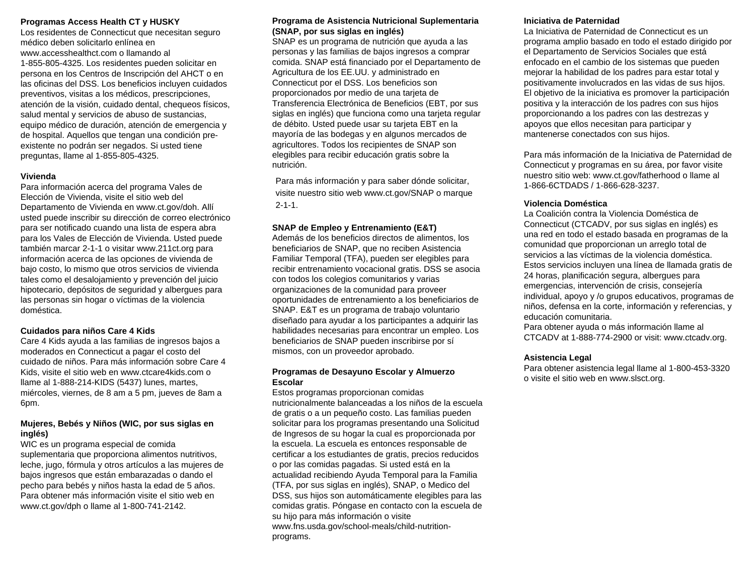**Programas Access Health CT y HUSKY**
Los residentes de Connecticut que necesitan seguro médico deben solicitarlo enlínea en www.accesshealthct.com o llamando al 1-855-805-4325. Los residentes pueden solicitar en persona en los Centros de Inscripción del AHCT o en las oficinas del DSS. Los beneficios incluyen cuidados preventivos, visitas a los médicos, prescripciones, atención de la visión, cuidado dental, chequeos físicos, salud mental y servicios de abuso de sustancias, equipo médico de duración, atención de emergencia y de hospital. Aquellos que tengan una condición pre-existente no podrán ser negados. Si usted tiene preguntas, llame al 1-855-805-4325.

**Vivienda**
Para información acerca del programa Vales de Elección de Vivienda, visite el sitio web del Departamento de Vivienda en www.ct.gov/doh. Allí usted puede inscribir su dirección de correo electrónico para ser notificado cuando una lista de espera abra para los Vales de Elección de Vivienda. Usted puede también marcar 2-1-1 o visitar www.211ct.org para información acerca de las opciones de vivienda de bajo costo, lo mismo que otros servicios de vivienda tales como el desalojamiento y prevención del juicio hipotecario, depósitos de seguridad y albergues para las personas sin hogar o víctimas de la violencia doméstica.

**Cuidados para niños Care 4 Kids**
Care 4 Kids ayuda a las familias de ingresos bajos a moderados en Connecticut a pagar el costo del cuidado de niños. Para más información sobre Care 4 Kids, visite el sitio web en www.ctcare4kids.com o llame al 1-888-214-KIDS (5437) lunes, martes, miércoles, viernes, de 8 am a 5 pm, jueves de 8am a 6pm.

**Mujeres, Bebés y Niños (WIC, por sus siglas en inglés)**
WIC es un programa especial de comida suplementaria que proporciona alimentos nutritivos, leche, jugo, fórmula y otros artículos a las mujeres de bajos ingresos que están embarazadas o dando el pecho para bebés y niños hasta la edad de 5 años. Para obtener más información visite el sitio web en www.ct.gov/dph o llame al 1-800-741-2142.

**Programa de Asistencia Nutricional Suplementaria (SNAP, por sus siglas en inglés)**
SNAP es un programa de nutrición que ayuda a las personas y las familias de bajos ingresos a comprar comida. SNAP está financiado por el Departamento de Agricultura de los EE.UU. y administrado en Connecticut por el DSS. Los beneficios son proporcionados por medio de una tarjeta de Transferencia Electrónica de Beneficios (EBT, por sus siglas en inglés) que funciona como una tarjeta regular de débito. Usted puede usar su tarjeta EBT en la mayoría de las bodegas y en algunos mercados de agricultores. Todos los recipientes de SNAP son elegibles para recibir educación gratis sobre la nutrición.

Para más información y para saber dónde solicitar, visite nuestro sitio web www.ct.gov/SNAP o marque 2-1-1.

**SNAP de Empleo y Entrenamiento (E&T)**
Además de los beneficios directos de alimentos, los beneficiarios de SNAP, que no reciben Asistencia Familiar Temporal (TFA), pueden ser elegibles para recibir entrenamiento vocacional gratis. DSS se asocia con todos los colegios comunitarios y varias organizaciones de la comunidad para proveer oportunidades de entrenamiento a los beneficiarios de SNAP. E&T es un programa de trabajo voluntario diseñado para ayudar a los participantes a adquirir las habilidades necesarias para encontrar un empleo. Los beneficiarios de SNAP pueden inscribirse por sí mismos, con un proveedor aprobado.

**Programas de Desayuno Escolar y Almuerzo Escolar**
Estos programas proporcionan comidas nutricionalmente balanceadas a los niños de la escuela de gratis o a un pequeño costo. Las familias pueden solicitar para los programas presentando una Solicitud de Ingresos de su hogar la cual es proporcionada por la escuela. La escuela es entonces responsable de certificar a los estudiantes de gratis, precios reducidos o por las comidas pagadas. Si usted está en la actualidad recibiendo Ayuda Temporal para la Familia (TFA, por sus siglas en inglés), SNAP, o Medico del DSS, sus hijos son automáticamente elegibles para las comidas gratis. Póngase en contacto con la escuela de su hijo para más información o visite www.fns.usda.gov/school-meals/child-nutrition-programs.

**Iniciativa de Paternidad**
La Iniciativa de Paternidad de Connecticut es un programa amplio basado en todo el estado dirigido por el Departamento de Servicios Sociales que está enfocado en el cambio de los sistemas que pueden mejorar la habilidad de los padres para estar total y positivamente involucrados en las vidas de sus hijos. El objetivo de la iniciativa es promover la participación positiva y la interacción de los padres con sus hijos proporcionando a los padres con las destrezas y apoyos que ellos necesitan para participar y mantenerse conectados con sus hijos.

Para más información de la Iniciativa de Paternidad de Connecticut y programas en su área, por favor visite nuestro sitio web: www.ct.gov/fatherhood o llame al 1-866-6CTDADS / 1-866-628-3237.

**Violencia Doméstica**
La Coalición contra la Violencia Doméstica de Connecticut (CTCADV, por sus siglas en inglés) es una red en todo el estado basada en programas de la comunidad que proporcionan un arreglo total de servicios a las víctimas de la violencia doméstica. Estos servicios incluyen una línea de llamada gratis de 24 horas, planificación segura, albergues para emergencias, intervención de crisis, consejería individual, apoyo y /o grupos educativos, programas de niños, defensa en la corte, información y referencias, y educación comunitaria.
Para obtener ayuda o más información llame al CTCADV at 1-888-774-2900 or visit: www.ctcadv.org.

**Asistencia Legal**
Para obtener asistencia legal llame al 1-800-453-3320 o visite el sitio web en www.slsct.org.